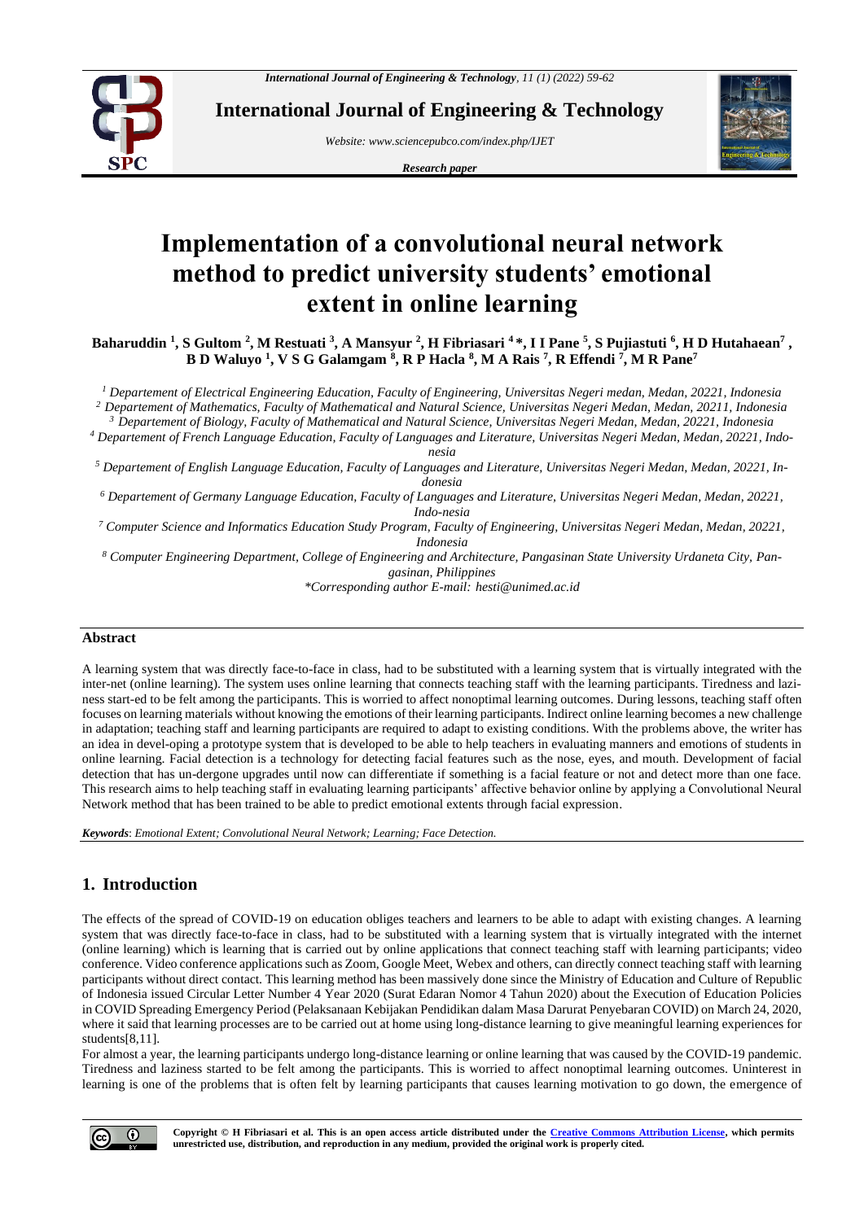# Implementation of a convolutional neural network method to predict university students' emotional extent in online learning

**Baharuddin [1], S Gultom [2], M Restuati [3], A Mansyur [2], H Fibriasari [4]\*, I I Pane [5], S Pujiastuti [6], H D Hutahaean[7], B D Waluyo [1], V S G Galamgam [8], R P Hacla [8], M A Rais [7], R Effendi [7], M R Pane[7]**

*[1] Departement of Electrical Engineering Education, Faculty of Engineering, Universitas Negeri medan, Medan, 20221, Indonesia*
*[2] Departement of Mathematics, Faculty of Mathematical and Natural Science, Universitas Negeri Medan, Medan, 20211, Indonesia*
*[3] Departement of Biology, Faculty of Mathematical and Natural Science, Universitas Negeri Medan, Medan, 20221, Indonesia*
*[4] Departement of French Language Education, Faculty of Languages and Literature, Universitas Negeri Medan, Medan, 20221, Indo-nesia*
*[5] Departement of English Language Education, Faculty of Languages and Literature, Universitas Negeri Medan, Medan, 20221, In-donesia*
*[6] Departement of Germany Language Education, Faculty of Languages and Literature, Universitas Negeri Medan, Medan, 20221, Indo-nesia*
*[7] Computer Science and Informatics Education Study Program, Faculty of Engineering, Universitas Negeri Medan, Medan, 20221, Indonesia*
*[8] Computer Engineering Department, College of Engineering and Architecture, Pangasinan State University Urdaneta City, Pan-gasinan, Philippines*
*\*Corresponding author E-mail: hesti@unimed.ac.id*

## Abstract

A learning system that was directly face-to-face in class, had to be substituted with a learning system that is virtually integrated with the inter-net (online learning). The system uses online learning that connects teaching staff with the learning participants. Tiredness and lazi-ness start-ed to be felt among the participants. This is worried to affect nonoptimal learning outcomes. During lessons, teaching staff often focuses on learning materials without knowing the emotions of their learning participants. Indirect online learning becomes a new challenge in adaptation; teaching staff and learning participants are required to adapt to existing conditions. With the problems above, the writer has an idea in devel-oping a prototype system that is developed to be able to help teachers in evaluating manners and emotions of students in online learning. Facial detection is a technology for detecting facial features such as the nose, eyes, and mouth. Development of facial detection that has un-dergone upgrades until now can differentiate if something is a facial feature or not and detect more than one face. This research aims to help teaching staff in evaluating learning participants' affective behavior online by applying a Convolutional Neural Network method that has been trained to be able to predict emotional extents through facial expression.

***Keywords***: *Emotional Extent; Convolutional Neural Network; Learning; Face Detection.*

## 1. Introduction

The effects of the spread of COVID-19 on education obliges teachers and learners to be able to adapt with existing changes. A learning system that was directly face-to-face in class, had to be substituted with a learning system that is virtually integrated with the internet (online learning) which is learning that is carried out by online applications that connect teaching staff with learning participants; video conference. Video conference applications such as Zoom, Google Meet, Webex and others, can directly connect teaching staff with learning participants without direct contact. This learning method has been massively done since the Ministry of Education and Culture of Republic of Indonesia issued Circular Letter Number 4 Year 2020 (Surat Edaran Nomor 4 Tahun 2020) about the Execution of Education Policies in COVID Spreading Emergency Period (Pelaksanaan Kebijakan Pendidikan dalam Masa Darurat Penyebaran COVID) on March 24, 2020, where it said that learning processes are to be carried out at home using long-distance learning to give meaningful learning experiences for students[8,11].

For almost a year, the learning participants undergo long-distance learning or online learning that was caused by the COVID-19 pandemic. Tiredness and laziness started to be felt among the participants. This is worried to affect nonoptimal learning outcomes. Uninterest in learning is one of the problems that is often felt by learning participants that causes learning motivation to go down, the emergence of

**Copyright © H Fibriasari et al. This is an open access article distributed under the Creative Commons Attribution License, which permits unrestricted use, distribution, and reproduction in any medium, provided the original work is properly cited.**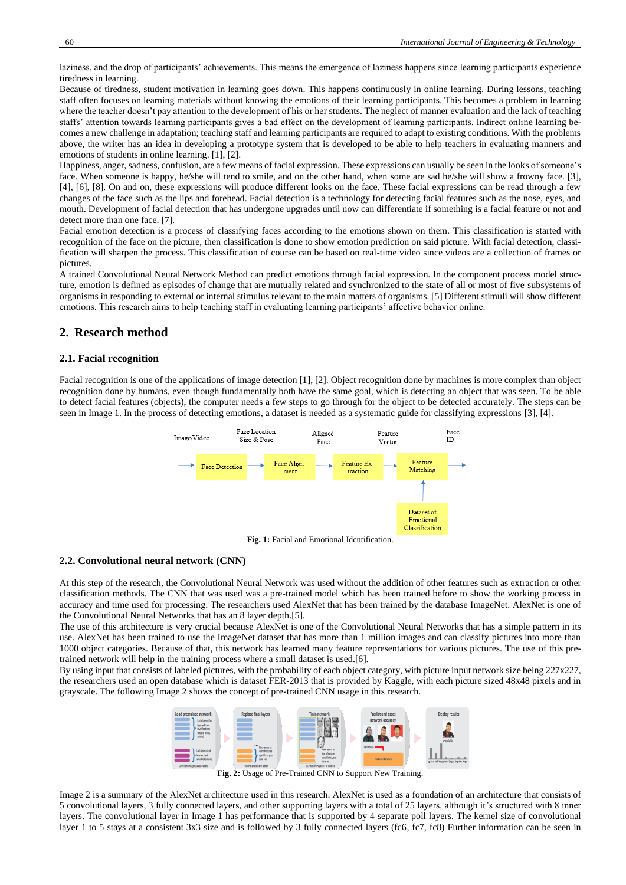laziness, and the drop of participants' achievements. This means the emergence of laziness happens since learning participants experience tiredness in learning.

Because of tiredness, student motivation in learning goes down. This happens continuously in online learning. During lessons, teaching staff often focuses on learning materials without knowing the emotions of their learning participants. This becomes a problem in learning where the teacher doesn't pay attention to the development of his or her students. The neglect of manner evaluation and the lack of teaching staffs' attention towards learning participants gives a bad effect on the development of learning participants. Indirect online learning becomes a new challenge in adaptation; teaching staff and learning participants are required to adapt to existing conditions. With the problems above, the writer has an idea in developing a prototype system that is developed to be able to help teachers in evaluating manners and emotions of students in online learning. [1], [2].

Happiness, anger, sadness, confusion, are a few means of facial expression. These expressions can usually be seen in the looks of someone's face. When someone is happy, he/she will tend to smile, and on the other hand, when some are sad he/she will show a frowny face. [3], [4], [6], [8]. On and on, these expressions will produce different looks on the face. These facial expressions can be read through a few changes of the face such as the lips and forehead. Facial detection is a technology for detecting facial features such as the nose, eyes, and mouth. Development of facial detection that has undergone upgrades until now can differentiate if something is a facial feature or not and detect more than one face. [7].

Facial emotion detection is a process of classifying faces according to the emotions shown on them. This classification is started with recognition of the face on the picture, then classification is done to show emotion prediction on said picture. With facial detection, classification will sharpen the process. This classification of course can be based on real-time video since videos are a collection of frames or pictures.

A trained Convolutional Neural Network Method can predict emotions through facial expression. In the component process model structure, emotion is defined as episodes of change that are mutually related and synchronized to the state of all or most of five subsystems of organisms in responding to external or internal stimulus relevant to the main matters of organisms. [5] Different stimuli will show different emotions. This research aims to help teaching staff in evaluating learning participants' affective behavior online.

## 2. Research method

### 2.1. Facial recognition

Facial recognition is one of the applications of image detection [1], [2]. Object recognition done by machines is more complex than object recognition done by humans, even though fundamentally both have the same goal, which is detecting an object that was seen. To be able to detect facial features (objects), the computer needs a few steps to go through for the object to be detected accurately. The steps can be seen in Image 1. In the process of detecting emotions, a dataset is needed as a systematic guide for classifying expressions [3], [4].

Image/Video → Face Detection → (Face Location Size & Pose) → Face Alignment → (Aligned Face) → Feature Extraction → (Feature Vector) → Feature Matching → (Face ID); Dataset of Emotional Classification → Feature Matching

**Fig. 1:** Facial and Emotional Identification.

### 2.2. Convolutional neural network (CNN)

At this step of the research, the Convolutional Neural Network was used without the addition of other features such as extraction or other classification methods. The CNN that was used was a pre-trained model which has been trained before to show the working process in accuracy and time used for processing. The researchers used AlexNet that has been trained by the database ImageNet. AlexNet is one of the Convolutional Neural Networks that has an 8 layer depth.[5].

The use of this architecture is very crucial because AlexNet is one of the Convolutional Neural Networks that has a simple pattern in its use. AlexNet has been trained to use the ImageNet dataset that has more than 1 million images and can classify pictures into more than 1000 object categories. Because of that, this network has learned many feature representations for various pictures. The use of this pre-trained network will help in the training process where a small dataset is used.[6].

By using input that consists of labeled pictures, with the probability of each object category, with picture input network size being 227x227, the researchers used an open database which is dataset FER-2013 that is provided by Kaggle, with each picture sized 48x48 pixels and in grayscale. The following Image 2 shows the concept of pre-trained CNN usage in this research.

**Fig. 2:** Usage of Pre-Trained CNN to Support New Training.

Image 2 is a summary of the AlexNet architecture used in this research. AlexNet is used as a foundation of an architecture that consists of 5 convolutional layers, 3 fully connected layers, and other supporting layers with a total of 25 layers, although it's structured with 8 inner layers. The convolutional layer in Image 1 has performance that is supported by 4 separate poll layers. The kernel size of convolutional layer 1 to 5 stays at a consistent 3x3 size and is followed by 3 fully connected layers (fc6, fc7, fc8) Further information can be seen in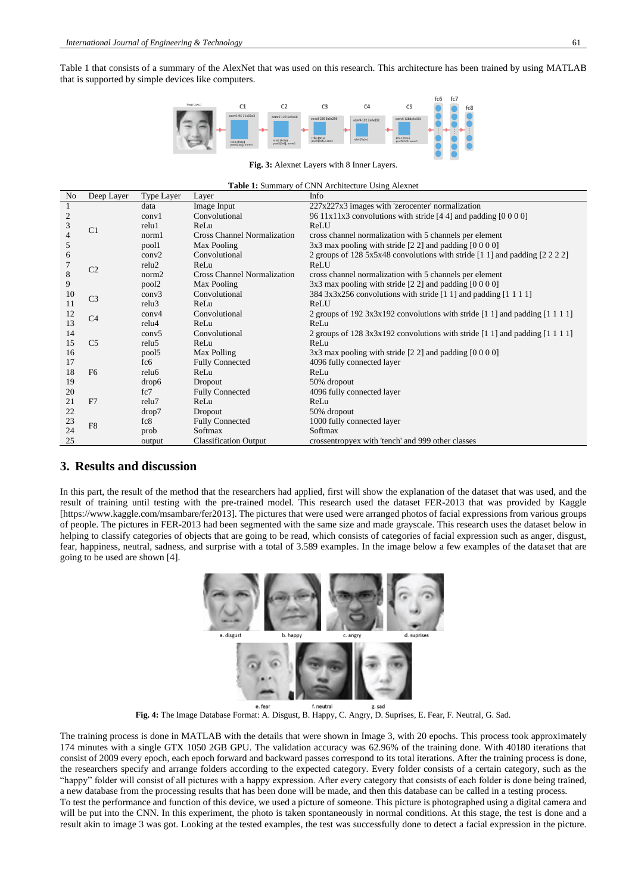Table 1 that consists of a summary of the AlexNet that was used on this research. This architecture has been trained by using MATLAB that is supported by simple devices like computers.

**Fig. 3:** Alexnet Layers with 8 Inner Layers.

**Table 1:** Summary of CNN Architecture Using Alexnet

| No | Deep Layer | Type Layer | Layer | Info |
|---|---|---|---|---|
| 1 | | data | Image Input | 227x227x3 images with 'zerocenter' normalization |
| 2 | C1 | conv1 | Convolutional | 96 11x11x3 convolutions with stride [4 4] and padding [0 0 0 0] |
| 3 | | relu1 | ReLu | ReLU |
| 4 | | norm1 | Cross Channel Normalization | cross channel normalization with 5 channels per element |
| 5 | | pool1 | Max Pooling | 3x3 max pooling with stride [2 2] and padding [0 0 0 0] |
| 6 | C2 | conv2 | Convolutional | 2 groups of 128 5x5x48 convolutions with stride [1 1] and padding [2 2 2 2] |
| 7 | | relu2 | ReLu | ReLU |
| 8 | | norm2 | Cross Channel Normalization | cross channel normalization with 5 channels per element |
| 9 | | pool2 | Max Pooling | 3x3 max pooling with stride [2 2] and padding [0 0 0 0] |
| 10 | C3 | conv3 | Convolutional | 384 3x3x256 convolutions with stride [1 1] and padding [1 1 1 1] |
| 11 | | relu3 | ReLu | ReLU |
| 12 | C4 | conv4 | Convolutional | 2 groups of 192 3x3x192 convolutions with stride [1 1] and padding [1 1 1 1] |
| 13 | | relu4 | ReLu | ReLu |
| 14 | C5 | conv5 | Convolutional | 2 groups of 128 3x3x192 convolutions with stride [1 1] and padding [1 1 1 1] |
| 15 | | relu5 | ReLu | ReLu |
| 16 | | pool5 | Max Polling | 3x3 max pooling with stride [2 2] and padding [0 0 0 0] |
| 17 | F6 | fc6 | Fully Connected | 4096 fully connected layer |
| 18 | | relu6 | ReLu | ReLu |
| 19 | | drop6 | Dropout | 50% dropout |
| 20 | F7 | fc7 | Fully Connected | 4096 fully connected layer |
| 21 | | relu7 | ReLu | ReLu |
| 22 | | drop7 | Dropout | 50% dropout |
| 23 | F8 | fc8 | Fully Connected | 1000 fully connected layer |
| 24 | | prob | Softmax | Softmax |
| 25 | | output | Classification Output | crossentropyex with 'tench' and 999 other classes |

## 3. Results and discussion

In this part, the result of the method that the researchers had applied, first will show the explanation of the dataset that was used, and the result of training until testing with the pre-trained model. This research used the dataset FER-2013 that was provided by Kaggle [https://www.kaggle.com/msambare/fer2013]. The pictures that were used were arranged photos of facial expressions from various groups of people. The pictures in FER-2013 had been segmented with the same size and made grayscale. This research uses the dataset below in helping to classify categories of objects that are going to be read, which consists of categories of facial expression such as anger, disgust, fear, happiness, neutral, sadness, and surprise with a total of 3.589 examples. In the image below a few examples of the dataset that are going to be used are shown [4].

**Fig. 4:** The Image Database Format: A. Disgust, B. Happy, C. Angry, D. Suprises, E. Fear, F. Neutral, G. Sad.

The training process is done in MATLAB with the details that were shown in Image 3, with 20 epochs. This process took approximately 174 minutes with a single GTX 1050 2GB GPU. The validation accuracy was 62.96% of the training done. With 40180 iterations that consist of 2009 every epoch, each epoch forward and backward passes correspond to its total iterations. After the training process is done, the researchers specify and arrange folders according to the expected category. Every folder consists of a certain category, such as the "happy" folder will consist of all pictures with a happy expression. After every category that consists of each folder is done being trained, a new database from the processing results that has been done will be made, and then this database can be called in a testing process.

To test the performance and function of this device, we used a picture of someone. This picture is photographed using a digital camera and will be put into the CNN. In this experiment, the photo is taken spontaneously in normal conditions. At this stage, the test is done and a result akin to image 3 was got. Looking at the tested examples, the test was successfully done to detect a facial expression in the picture.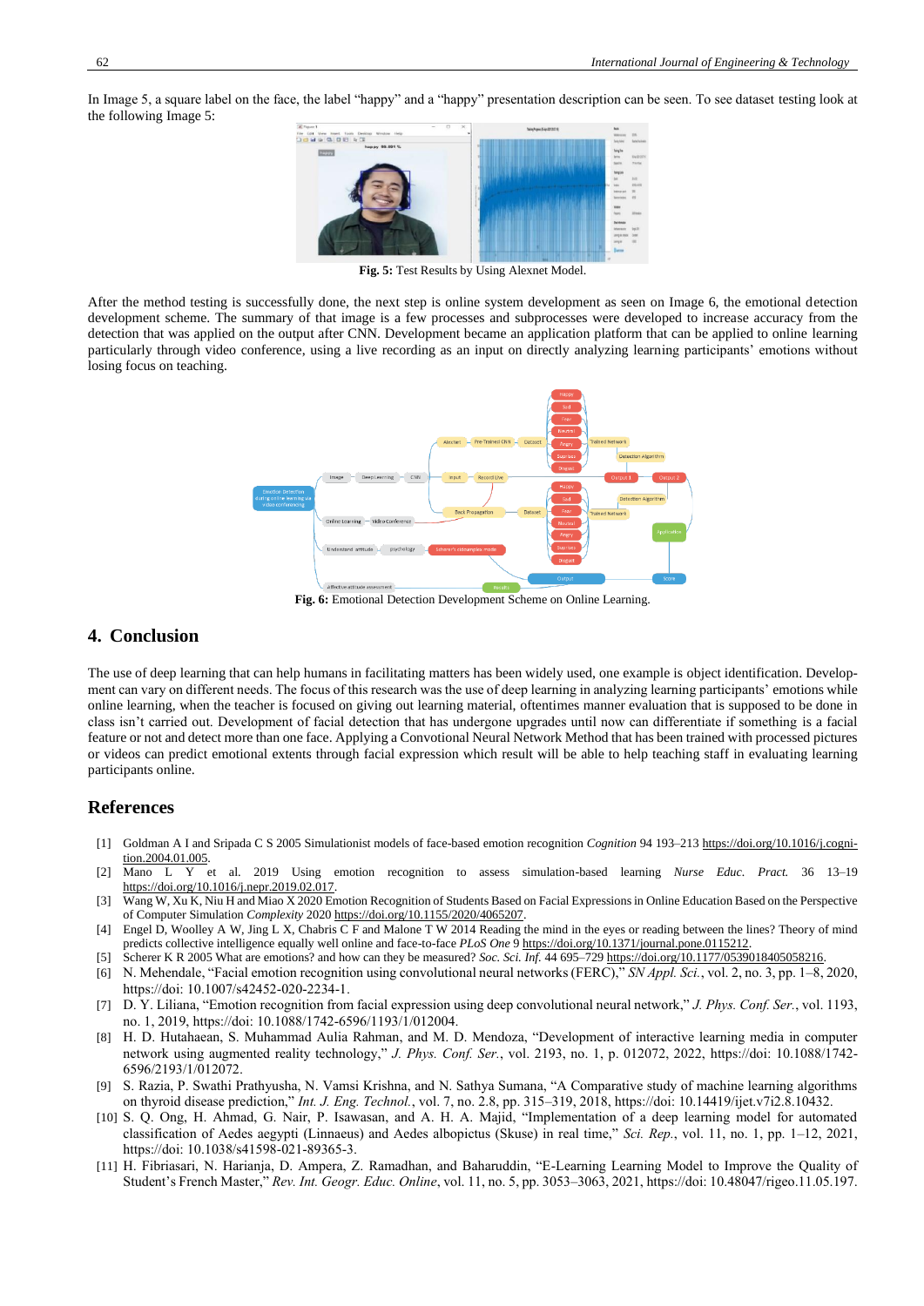In Image 5, a square label on the face, the label "happy" and a "happy" presentation description can be seen. To see dataset testing look at the following Image 5:

**Fig. 5:** Test Results by Using Alexnet Model.

After the method testing is successfully done, the next step is online system development as seen on Image 6, the emotional detection development scheme. The summary of that image is a few processes and subprocesses were developed to increase accuracy from the detection that was applied on the output after CNN. Development became an application platform that can be applied to online learning particularly through video conference, using a live recording as an input on directly analyzing learning participants' emotions without losing focus on teaching.

**Fig. 6:** Emotional Detection Development Scheme on Online Learning.

## 4. Conclusion

The use of deep learning that can help humans in facilitating matters has been widely used, one example is object identification. Development can vary on different needs. The focus of this research was the use of deep learning in analyzing learning participants' emotions while online learning, when the teacher is focused on giving out learning material, oftentimes manner evaluation that is supposed to be done in class isn't carried out. Development of facial detection that has undergone upgrades until now can differentiate if something is a facial feature or not and detect more than one face. Applying a Convotional Neural Network Method that has been trained with processed pictures or videos can predict emotional extents through facial expression which result will be able to help teaching staff in evaluating learning participants online.

## References

[1] Goldman A I and Sripada C S 2005 Simulationist models of face-based emotion recognition *Cognition* 94 193–213 https://doi.org/10.1016/j.cognition.2004.01.005.

[2] Mano L Y et al. 2019 Using emotion recognition to assess simulation-based learning *Nurse Educ. Pract.* 36 13–19 https://doi.org/10.1016/j.nepr.2019.02.017.

[3] Wang W, Xu K, Niu H and Miao X 2020 Emotion Recognition of Students Based on Facial Expressions in Online Education Based on the Perspective of Computer Simulation *Complexity* 2020 https://doi.org/10.1155/2020/4065207.

[4] Engel D, Woolley A W, Jing L X, Chabris C F and Malone T W 2014 Reading the mind in the eyes or reading between the lines? Theory of mind predicts collective intelligence equally well online and face-to-face *PLoS One* 9 https://doi.org/10.1371/journal.pone.0115212.

[5] Scherer K R 2005 What are emotions? and how can they be measured? *Soc. Sci. Inf.* 44 695–729 https://doi.org/10.1177/0539018405058216.

[6] N. Mehendale, "Facial emotion recognition using convolutional neural networks (FERC)," *SN Appl. Sci.*, vol. 2, no. 3, pp. 1–8, 2020, https://doi: 10.1007/s42452-020-2234-1.

[7] D. Y. Liliana, "Emotion recognition from facial expression using deep convolutional neural network," *J. Phys. Conf. Ser.*, vol. 1193, no. 1, 2019, https://doi: 10.1088/1742-6596/1193/1/012004.

[8] H. D. Hutahaean, S. Muhammad Aulia Rahman, and M. D. Mendoza, "Development of interactive learning media in computer network using augmented reality technology," *J. Phys. Conf. Ser.*, vol. 2193, no. 1, p. 012072, 2022, https://doi: 10.1088/1742-6596/2193/1/012072.

[9] S. Razia, P. Swathi Prathyusha, N. Vamsi Krishna, and N. Sathya Sumana, "A Comparative study of machine learning algorithms on thyroid disease prediction," *Int. J. Eng. Technol.*, vol. 7, no. 2.8, pp. 315–319, 2018, https://doi: 10.14419/ijet.v7i2.8.10432.

[10] S. Q. Ong, H. Ahmad, G. Nair, P. Isawasan, and A. H. A. Majid, "Implementation of a deep learning model for automated classification of Aedes aegypti (Linnaeus) and Aedes albopictus (Skuse) in real time," *Sci. Rep.*, vol. 11, no. 1, pp. 1–12, 2021, https://doi: 10.1038/s41598-021-89365-3.

[11] H. Fibriasari, N. Harianja, D. Ampera, Z. Ramadhan, and Baharuddin, "E-Learning Learning Model to Improve the Quality of Student's French Master," *Rev. Int. Geogr. Educ. Online*, vol. 11, no. 5, pp. 3053–3063, 2021, https://doi: 10.48047/rigeo.11.05.197.